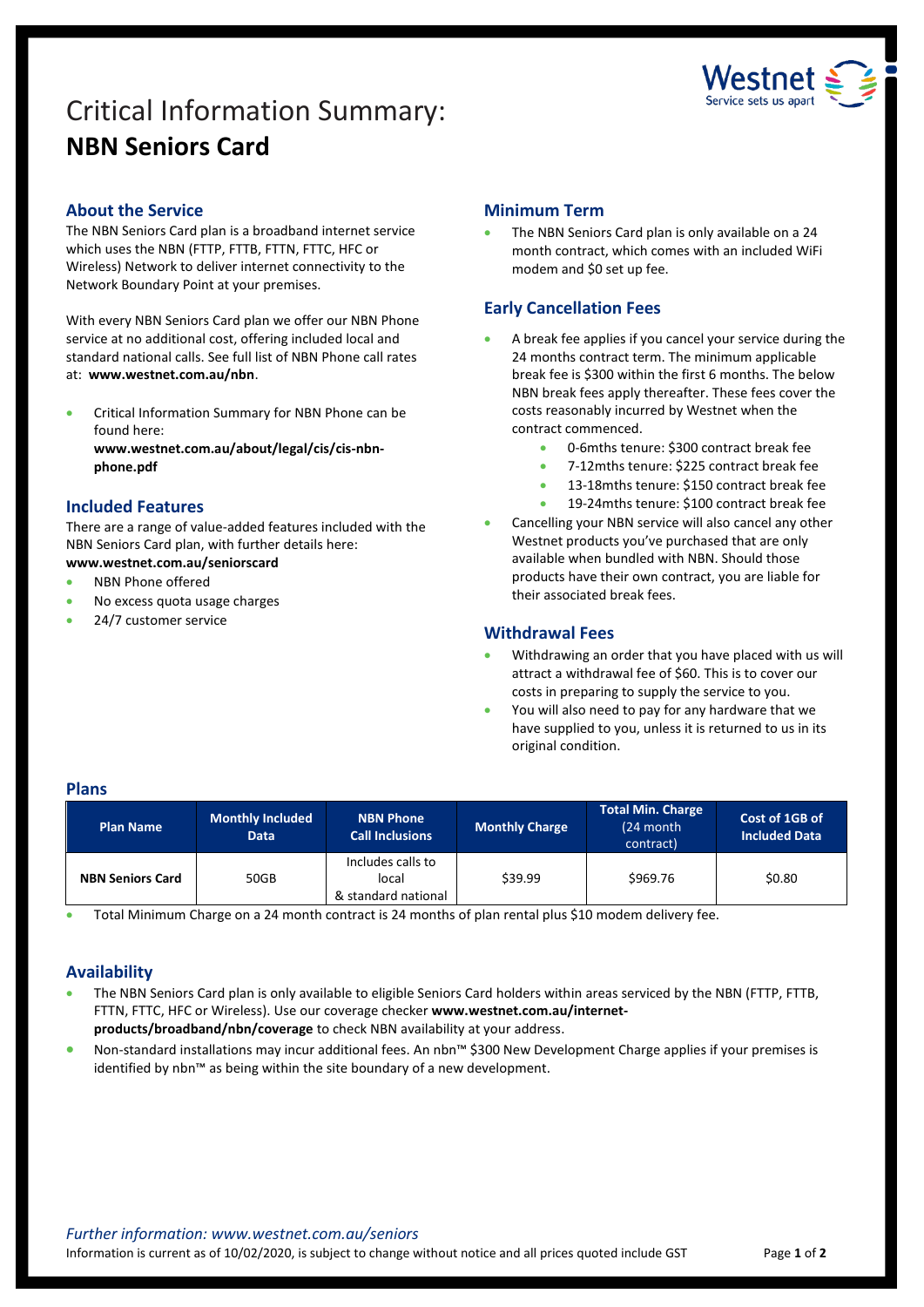# Critical Information Summary: **NBN Seniors Card**

## About the Service

The NBN Seniors Card plan is a broadband internet service which uses the NBN (FTTP, FTTB, FTTN, FTTC, HFC or Wireless) Network to deliver internet connectivity to the Network Boundary Point at your premises.

With every NBN Seniors Card plan we offer our NBN Phone service at no additional cost, offering included local and standard national calls. See full list of NBN Phone call rates at: **www.westnet.com.au/nbn**.

- Critical Information Summary for NBN Phone can be found here: **www.westnet.com.au/about/legal/cis/cis-nbn-phone.pdf**

## Included Features

There are a range of value-added features included with the NBN Seniors Card plan, with further details here: **www.westnet.com.au/seniorscard**

- NBN Phone offered
- No excess quota usage charges
- 24/7 customer service

## Minimum Term

- The NBN Seniors Card plan is only available on a 24 month contract, which comes with an included WiFi modem and $0 set up fee.

## Early Cancellation Fees

- A break fee applies if you cancel your service during the 24 months contract term. The minimum applicable break fee is $300 within the first 6 months. The below NBN break fees apply thereafter. These fees cover the costs reasonably incurred by Westnet when the contract commenced.
    - 0-6mths tenure: $300 contract break fee
    - 7-12mths tenure: $225 contract break fee
    - 13-18mths tenure: $150 contract break fee
    - 19-24mths tenure: $100 contract break fee
- Cancelling your NBN service will also cancel any other Westnet products you've purchased that are only available when bundled with NBN. Should those products have their own contract, you are liable for their associated break fees.

## Withdrawal Fees

- Withdrawing an order that you have placed with us will attract a withdrawal fee of $60. This is to cover our costs in preparing to supply the service to you.
- You will also need to pay for any hardware that we have supplied to you, unless it is returned to us in its original condition.

## Plans

| Plan Name | Monthly Included Data | NBN Phone Call Inclusions | Monthly Charge | Total Min. Charge (24 month contract) | Cost of 1GB of Included Data |
|---|---|---|---|---|---|
| **NBN Seniors Card** | 50GB | Includes calls to local & standard national | $39.99 | $969.76 | $0.80 |

- Total Minimum Charge on a 24 month contract is 24 months of plan rental plus $10 modem delivery fee.

## Availability

- The NBN Seniors Card plan is only available to eligible Seniors Card holders within areas serviced by the NBN (FTTP, FTTB, FTTN, FTTC, HFC or Wireless). Use our coverage checker **www.westnet.com.au/internet-products/broadband/nbn/coverage** to check NBN availability at your address.
- Non-standard installations may incur additional fees. An nbn™ $300 New Development Charge applies if your premises is identified by nbn™ as being within the site boundary of a new development.

*Further information: www.westnet.com.au/seniors*

Information is current as of 10/02/2020, is subject to change without notice and all prices quoted include GST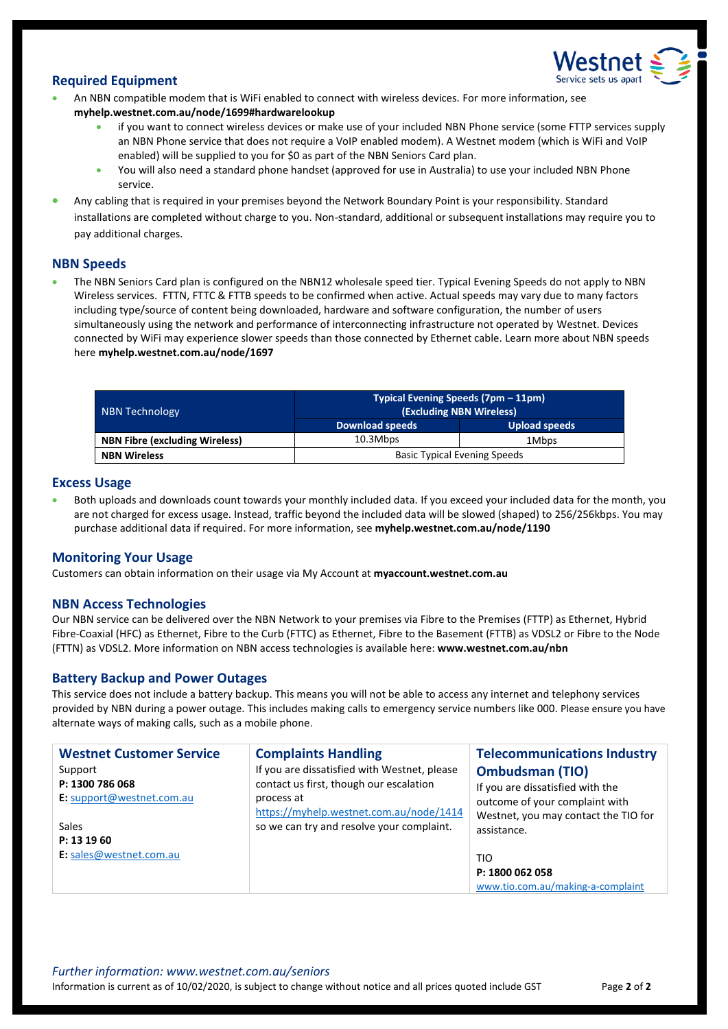## Required Equipment

- An NBN compatible modem that is WiFi enabled to connect with wireless devices. For more information, see **myhelp.westnet.com.au/node/1699#hardwarelookup**
  - if you want to connect wireless devices or make use of your included NBN Phone service (some FTTP services supply an NBN Phone service that does not require a VoIP enabled modem). A Westnet modem (which is WiFi and VoIP enabled) will be supplied to you for $0 as part of the NBN Seniors Card plan.
  - You will also need a standard phone handset (approved for use in Australia) to use your included NBN Phone service.
- Any cabling that is required in your premises beyond the Network Boundary Point is your responsibility. Standard installations are completed without charge to you. Non-standard, additional or subsequent installations may require you to pay additional charges.

## NBN Speeds

- The NBN Seniors Card plan is configured on the NBN12 wholesale speed tier. Typical Evening Speeds do not apply to NBN Wireless services. FTTN, FTTC & FTTB speeds to be confirmed when active. Actual speeds may vary due to many factors including type/source of content being downloaded, hardware and software configuration, the number of users simultaneously using the network and performance of interconnecting infrastructure not operated by Westnet. Devices connected by WiFi may experience slower speeds than those connected by Ethernet cable. Learn more about NBN speeds here **myhelp.westnet.com.au/node/1697**

| NBN Technology | Typical Evening Speeds (7pm – 11pm) (Excluding NBN Wireless) | |
|---|---|---|
| | Download speeds | Upload speeds |
| **NBN Fibre (excluding Wireless)** | 10.3Mbps | 1Mbps |
| **NBN Wireless** | Basic Typical Evening Speeds | |

## Excess Usage

- Both uploads and downloads count towards your monthly included data. If you exceed your included data for the month, you are not charged for excess usage. Instead, traffic beyond the included data will be slowed (shaped) to 256/256kbps. You may purchase additional data if required. For more information, see **myhelp.westnet.com.au/node/1190**

## Monitoring Your Usage

Customers can obtain information on their usage via My Account at **myaccount.westnet.com.au**

## NBN Access Technologies

Our NBN service can be delivered over the NBN Network to your premises via Fibre to the Premises (FTTP) as Ethernet, Hybrid Fibre-Coaxial (HFC) as Ethernet, Fibre to the Curb (FTTC) as Ethernet, Fibre to the Basement (FTTB) as VDSL2 or Fibre to the Node (FTTN) as VDSL2. More information on NBN access technologies is available here: **www.westnet.com.au/nbn**

## Battery Backup and Power Outages

This service does not include a battery backup. This means you will not be able to access any internet and telephony services provided by NBN during a power outage. This includes making calls to emergency service numbers like 000. Please ensure you have alternate ways of making calls, such as a mobile phone.

### Westnet Customer Service

Support
**P: 1300 786 068**
**E:** support@westnet.com.au

Sales
**P: 13 19 60**
**E:** sales@westnet.com.au

### Complaints Handling

If you are dissatisfied with Westnet, please contact us first, though our escalation process at https://myhelp.westnet.com.au/node/1414 so we can try and resolve your complaint.

### Telecommunications Industry Ombudsman (TIO)

If you are dissatisfied with the outcome of your complaint with Westnet, you may contact the TIO for assistance.

TIO
**P: 1800 062 058**
www.tio.com.au/making-a-complaint

*Further information: www.westnet.com.au/seniors*

Information is current as of 10/02/2020, is subject to change without notice and all prices quoted include GST